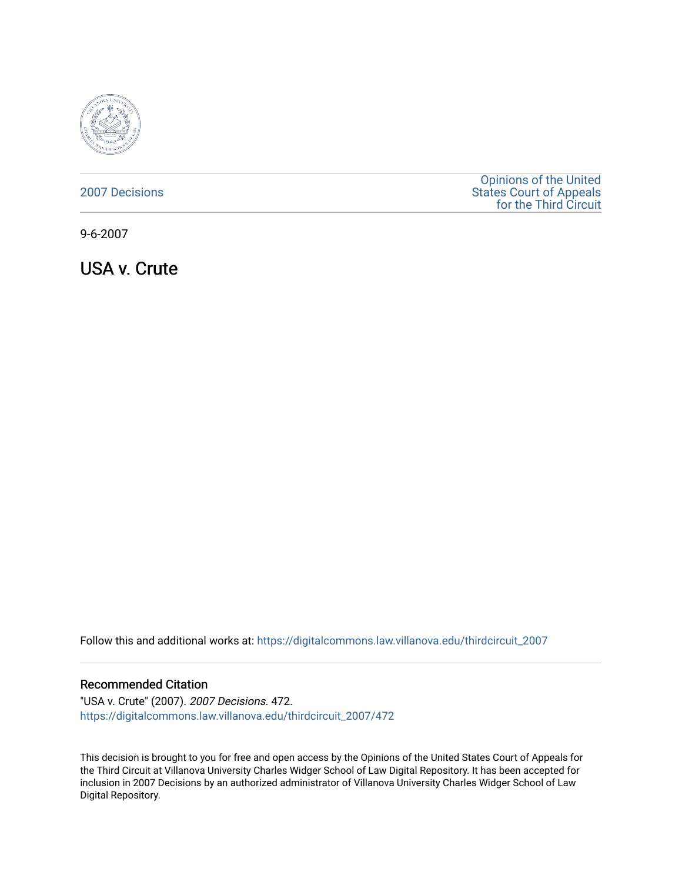2007 Decisions

Opinions of the United States Court of Appeals for the Third Circuit

9-6-2007

# USA v. Crute

Follow this and additional works at: https://digitalcommons.law.villanova.edu/thirdcircuit_2007

## Recommended Citation

"USA v. Crute" (2007). *2007 Decisions*. 472.
https://digitalcommons.law.villanova.edu/thirdcircuit_2007/472

This decision is brought to you for free and open access by the Opinions of the United States Court of Appeals for the Third Circuit at Villanova University Charles Widger School of Law Digital Repository. It has been accepted for inclusion in 2007 Decisions by an authorized administrator of Villanova University Charles Widger School of Law Digital Repository.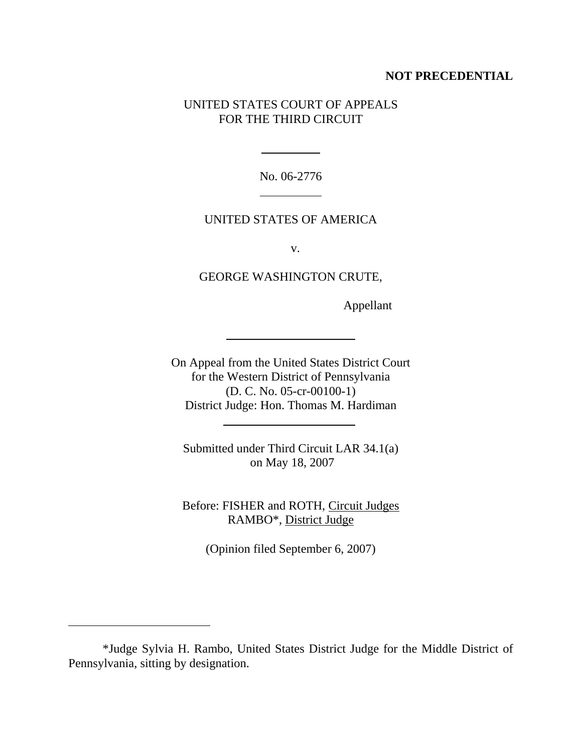**NOT PRECEDENTIAL**

UNITED STATES COURT OF APPEALS
FOR THE THIRD CIRCUIT

---

No. 06-2776

---

UNITED STATES OF AMERICA

v.

GEORGE WASHINGTON CRUTE,

Appellant

---

On Appeal from the United States District Court
for the Western District of Pennsylvania
(D. C. No. 05-cr-00100-1)
District Judge: Hon. Thomas M. Hardiman

---

Submitted under Third Circuit LAR 34.1(a)
on May 18, 2007

Before: FISHER and ROTH, Circuit Judges
RAMBO*, District Judge

(Opinion filed September 6, 2007)

---

*Judge Sylvia H. Rambo, United States District Judge for the Middle District of Pennsylvania, sitting by designation.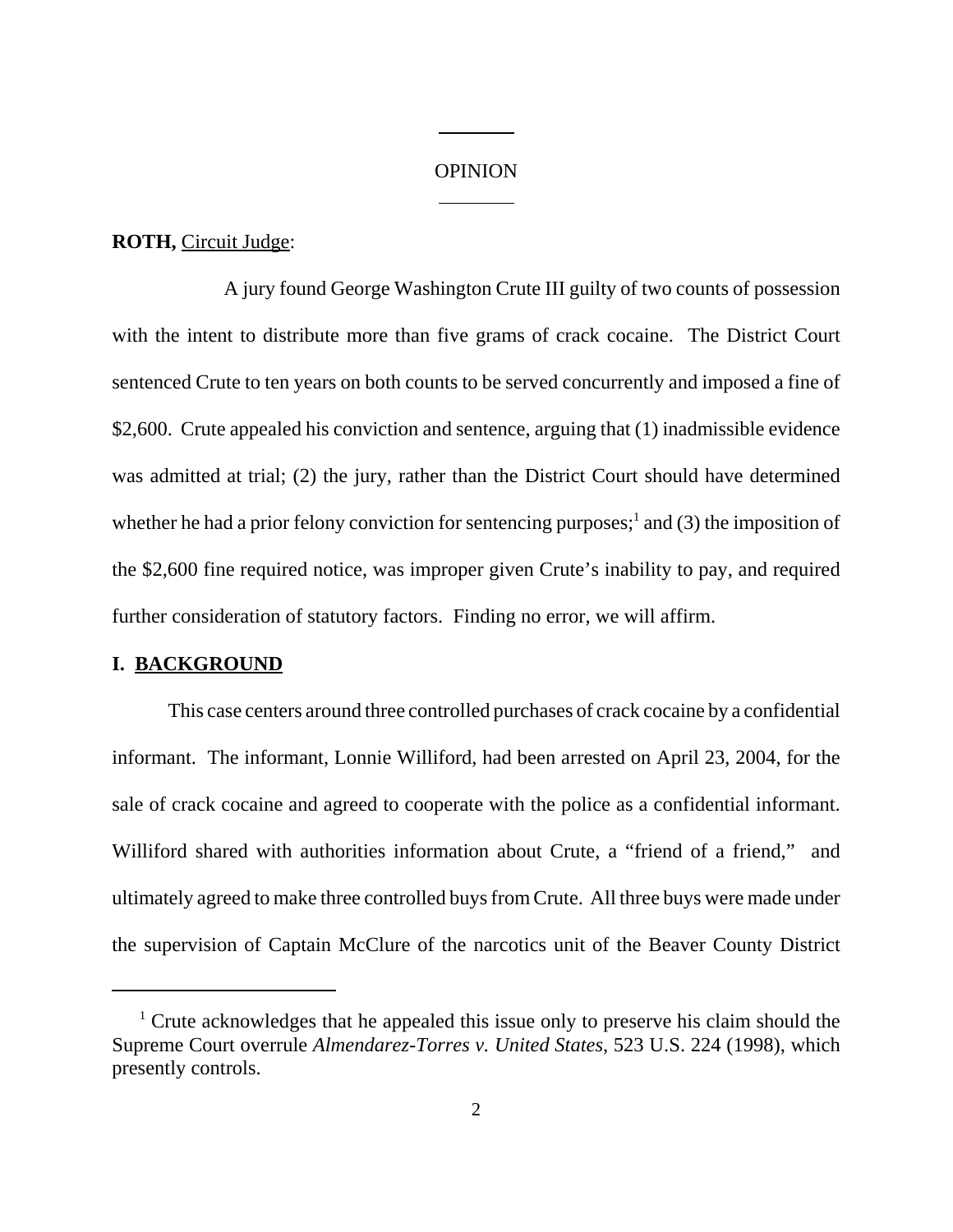# OPINION

**ROTH,** Circuit Judge:

A jury found George Washington Crute III guilty of two counts of possession with the intent to distribute more than five grams of crack cocaine. The District Court sentenced Crute to ten years on both counts to be served concurrently and imposed a fine of $2,600. Crute appealed his conviction and sentence, arguing that (1) inadmissible evidence was admitted at trial; (2) the jury, rather than the District Court should have determined whether he had a prior felony conviction for sentencing purposes;[1] and (3) the imposition of the $2,600 fine required notice, was improper given Crute's inability to pay, and required further consideration of statutory factors. Finding no error, we will affirm.

## I. BACKGROUND

This case centers around three controlled purchases of crack cocaine by a confidential informant. The informant, Lonnie Williford, had been arrested on April 23, 2004, for the sale of crack cocaine and agreed to cooperate with the police as a confidential informant. Williford shared with authorities information about Crute, a "friend of a friend," and ultimately agreed to make three controlled buys from Crute. All three buys were made under the supervision of Captain McClure of the narcotics unit of the Beaver County District

---

[1] Crute acknowledges that he appealed this issue only to preserve his claim should the Supreme Court overrule *Almendarez-Torres v. United States*, 523 U.S. 224 (1998), which presently controls.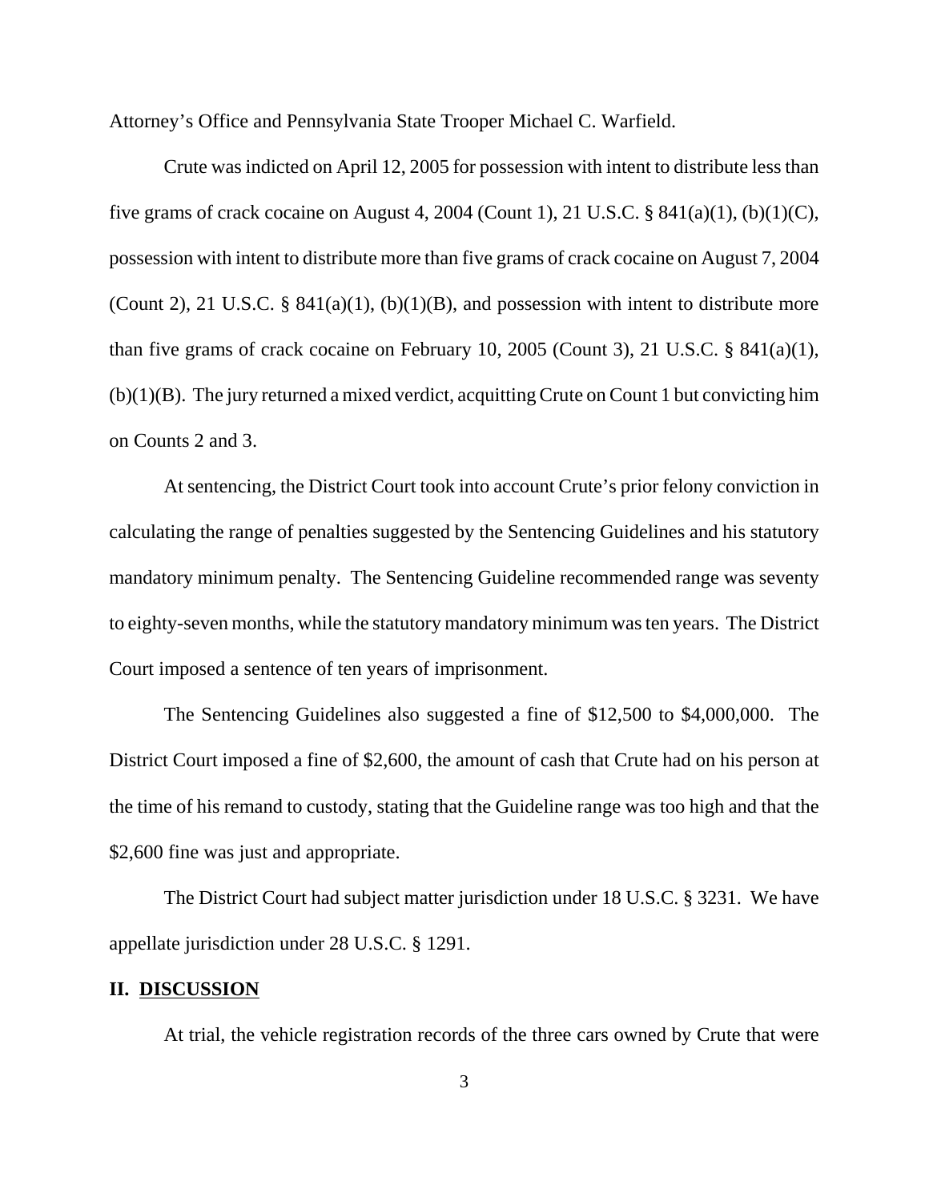Attorney's Office and Pennsylvania State Trooper Michael C. Warfield.

Crute was indicted on April 12, 2005 for possession with intent to distribute less than five grams of crack cocaine on August 4, 2004 (Count 1), 21 U.S.C. § 841(a)(1), (b)(1)(C), possession with intent to distribute more than five grams of crack cocaine on August 7, 2004 (Count 2), 21 U.S.C. § 841(a)(1), (b)(1)(B), and possession with intent to distribute more than five grams of crack cocaine on February 10, 2005 (Count 3), 21 U.S.C. § 841(a)(1), (b)(1)(B). The jury returned a mixed verdict, acquitting Crute on Count 1 but convicting him on Counts 2 and 3.

At sentencing, the District Court took into account Crute's prior felony conviction in calculating the range of penalties suggested by the Sentencing Guidelines and his statutory mandatory minimum penalty. The Sentencing Guideline recommended range was seventy to eighty-seven months, while the statutory mandatory minimum was ten years. The District Court imposed a sentence of ten years of imprisonment.

The Sentencing Guidelines also suggested a fine of $12,500 to $4,000,000. The District Court imposed a fine of $2,600, the amount of cash that Crute had on his person at the time of his remand to custody, stating that the Guideline range was too high and that the $2,600 fine was just and appropriate.

The District Court had subject matter jurisdiction under 18 U.S.C. § 3231. We have appellate jurisdiction under 28 U.S.C. § 1291.

## II. DISCUSSION

At trial, the vehicle registration records of the three cars owned by Crute that were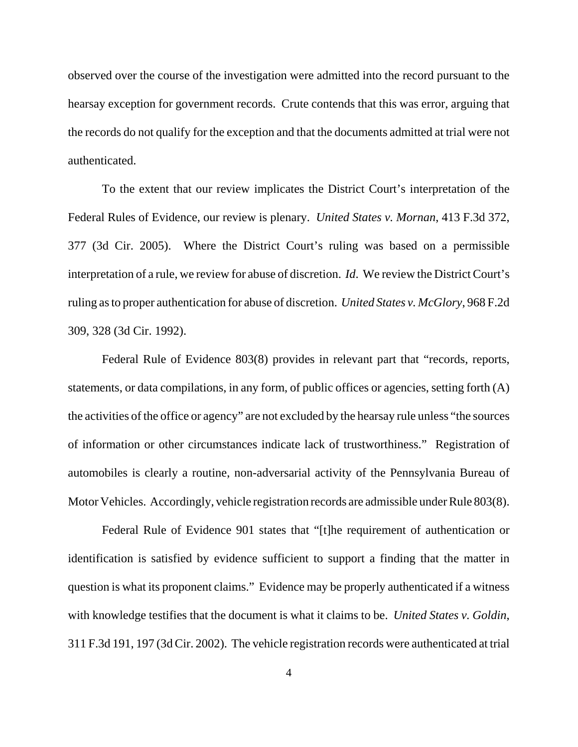observed over the course of the investigation were admitted into the record pursuant to the hearsay exception for government records. Crute contends that this was error, arguing that the records do not qualify for the exception and that the documents admitted at trial were not authenticated.

To the extent that our review implicates the District Court's interpretation of the Federal Rules of Evidence, our review is plenary. *United States v. Mornan*, 413 F.3d 372, 377 (3d Cir. 2005). Where the District Court's ruling was based on a permissible interpretation of a rule, we review for abuse of discretion. *Id*. We review the District Court's ruling as to proper authentication for abuse of discretion. *United States v. McGlory*, 968 F.2d 309, 328 (3d Cir. 1992).

Federal Rule of Evidence 803(8) provides in relevant part that "records, reports, statements, or data compilations, in any form, of public offices or agencies, setting forth (A) the activities of the office or agency" are not excluded by the hearsay rule unless "the sources of information or other circumstances indicate lack of trustworthiness." Registration of automobiles is clearly a routine, non-adversarial activity of the Pennsylvania Bureau of Motor Vehicles. Accordingly, vehicle registration records are admissible under Rule 803(8).

Federal Rule of Evidence 901 states that "[t]he requirement of authentication or identification is satisfied by evidence sufficient to support a finding that the matter in question is what its proponent claims." Evidence may be properly authenticated if a witness with knowledge testifies that the document is what it claims to be. *United States v. Goldin*, 311 F.3d 191, 197 (3d Cir. 2002). The vehicle registration records were authenticated at trial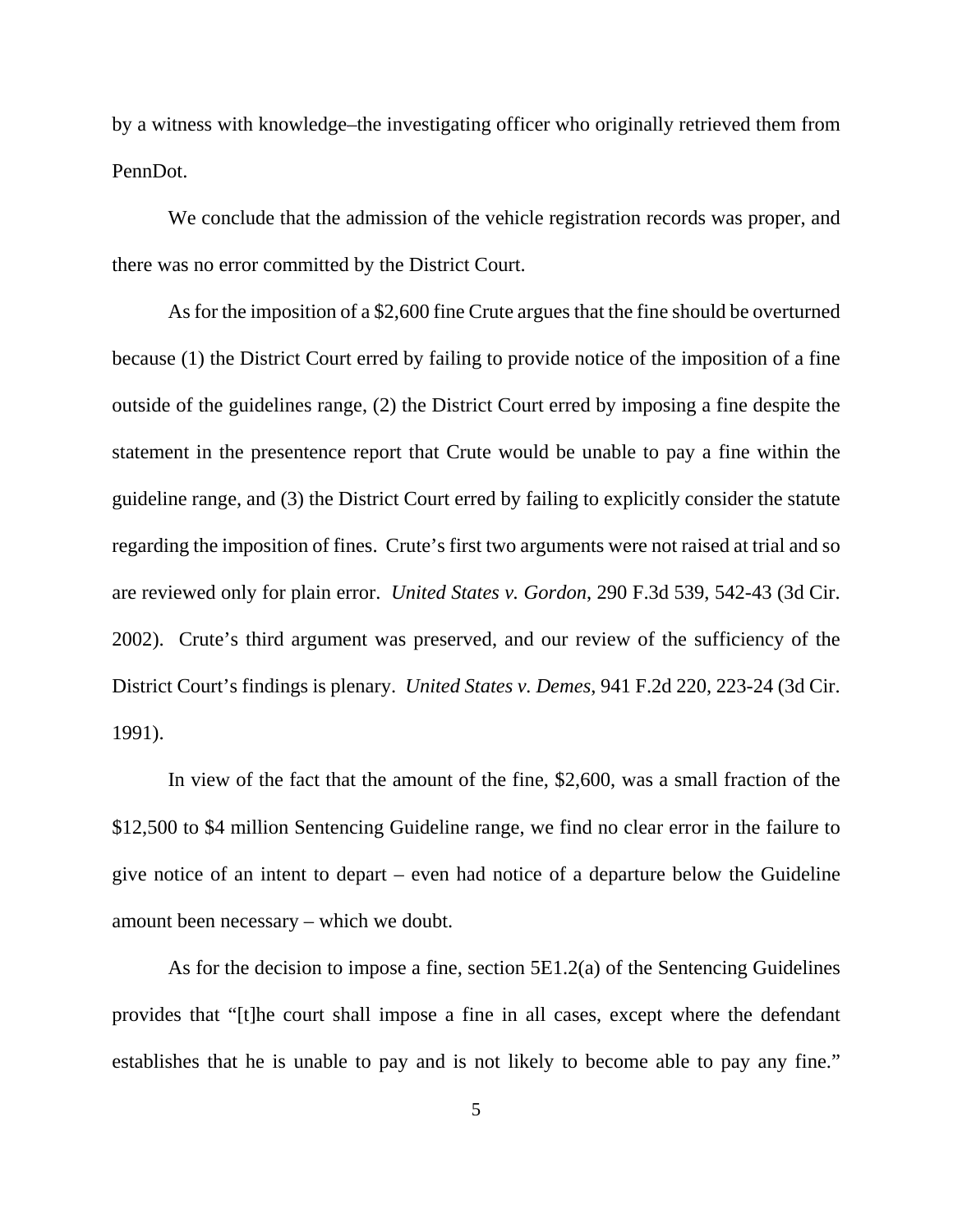by a witness with knowledge–the investigating officer who originally retrieved them from PennDot.

We conclude that the admission of the vehicle registration records was proper, and there was no error committed by the District Court.

As for the imposition of a $2,600 fine Crute argues that the fine should be overturned because (1) the District Court erred by failing to provide notice of the imposition of a fine outside of the guidelines range, (2) the District Court erred by imposing a fine despite the statement in the presentence report that Crute would be unable to pay a fine within the guideline range, and (3) the District Court erred by failing to explicitly consider the statute regarding the imposition of fines. Crute's first two arguments were not raised at trial and so are reviewed only for plain error. *United States v. Gordon*, 290 F.3d 539, 542-43 (3d Cir. 2002). Crute's third argument was preserved, and our review of the sufficiency of the District Court's findings is plenary. *United States v. Demes*, 941 F.2d 220, 223-24 (3d Cir. 1991).

In view of the fact that the amount of the fine, $2,600, was a small fraction of the $12,500 to $4 million Sentencing Guideline range, we find no clear error in the failure to give notice of an intent to depart – even had notice of a departure below the Guideline amount been necessary – which we doubt.

As for the decision to impose a fine, section 5E1.2(a) of the Sentencing Guidelines provides that "[t]he court shall impose a fine in all cases, except where the defendant establishes that he is unable to pay and is not likely to become able to pay any fine."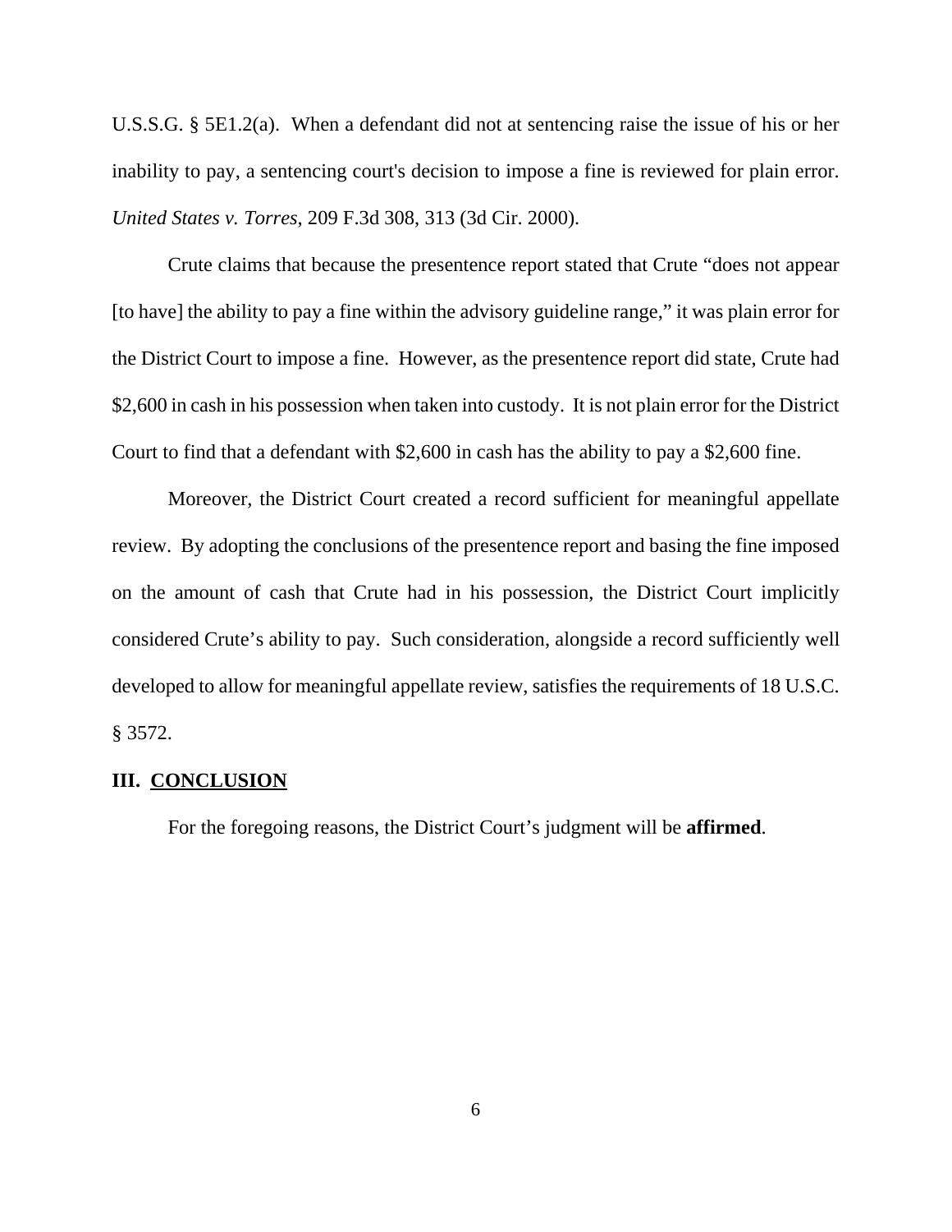U.S.S.G. § 5E1.2(a). When a defendant did not at sentencing raise the issue of his or her inability to pay, a sentencing court's decision to impose a fine is reviewed for plain error. *United States v. Torres*, 209 F.3d 308, 313 (3d Cir. 2000).

Crute claims that because the presentence report stated that Crute "does not appear [to have] the ability to pay a fine within the advisory guideline range," it was plain error for the District Court to impose a fine. However, as the presentence report did state, Crute had $2,600 in cash in his possession when taken into custody. It is not plain error for the District Court to find that a defendant with $2,600 in cash has the ability to pay a $2,600 fine.

Moreover, the District Court created a record sufficient for meaningful appellate review. By adopting the conclusions of the presentence report and basing the fine imposed on the amount of cash that Crute had in his possession, the District Court implicitly considered Crute's ability to pay. Such consideration, alongside a record sufficiently well developed to allow for meaningful appellate review, satisfies the requirements of 18 U.S.C. § 3572.

## III. CONCLUSION

For the foregoing reasons, the District Court's judgment will be **affirmed**.